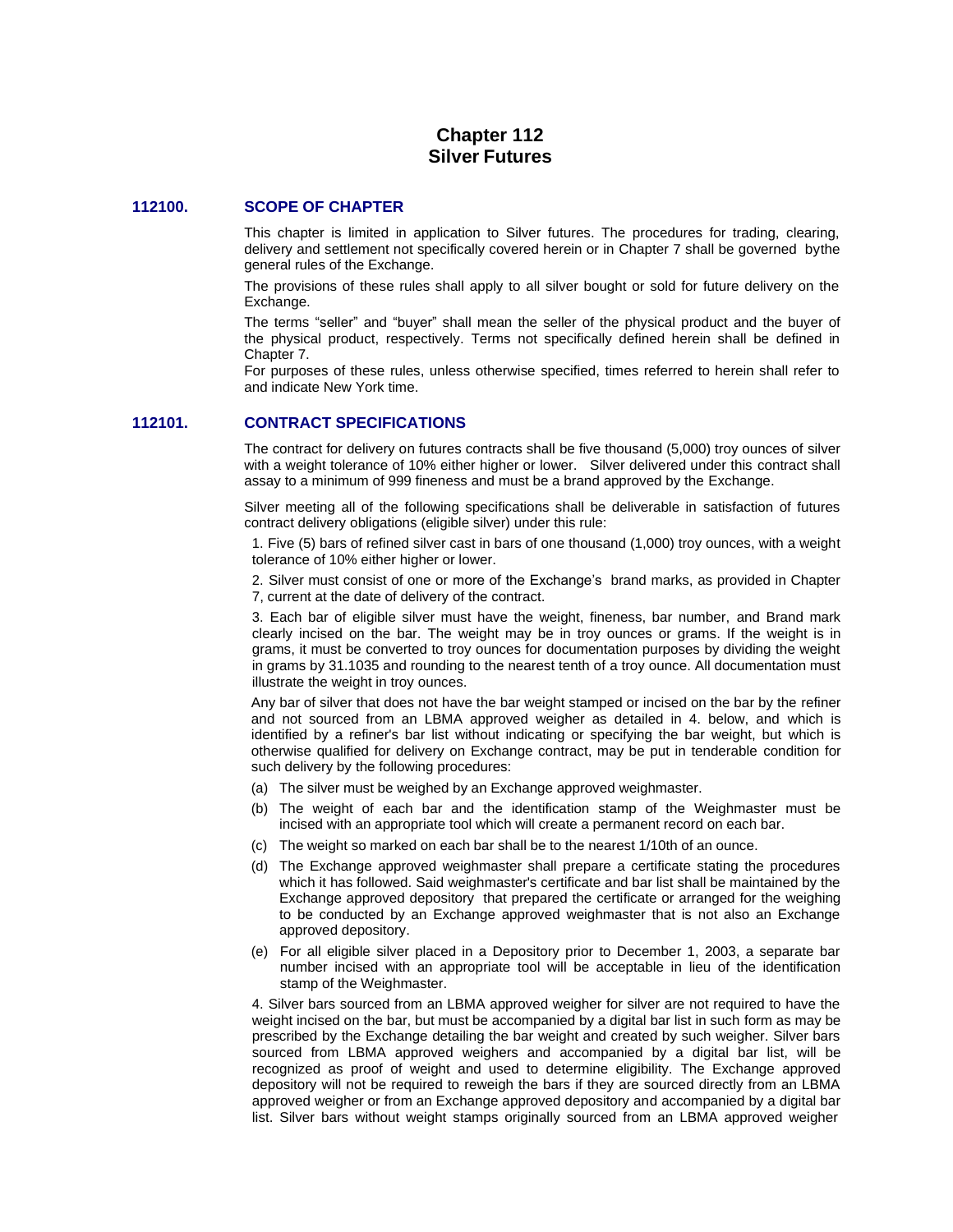# Chapter 112
# Silver Futures

## 112100. SCOPE OF CHAPTER

This chapter is limited in application to Silver futures. The procedures for trading, clearing, delivery and settlement not specifically covered herein or in Chapter 7 shall be governed bythe general rules of the Exchange.

The provisions of these rules shall apply to all silver bought or sold for future delivery on the Exchange.

The terms "seller" and "buyer" shall mean the seller of the physical product and the buyer of the physical product, respectively. Terms not specifically defined herein shall be defined in Chapter 7.

For purposes of these rules, unless otherwise specified, times referred to herein shall refer to and indicate New York time.

## 112101. CONTRACT SPECIFICATIONS

The contract for delivery on futures contracts shall be five thousand (5,000) troy ounces of silver with a weight tolerance of 10% either higher or lower. Silver delivered under this contract shall assay to a minimum of 999 fineness and must be a brand approved by the Exchange.

Silver meeting all of the following specifications shall be deliverable in satisfaction of futures contract delivery obligations (eligible silver) under this rule:

1. Five (5) bars of refined silver cast in bars of one thousand (1,000) troy ounces, with a weight tolerance of 10% either higher or lower.

2. Silver must consist of one or more of the Exchange's brand marks, as provided in Chapter 7, current at the date of delivery of the contract.

3. Each bar of eligible silver must have the weight, fineness, bar number, and Brand mark clearly incised on the bar. The weight may be in troy ounces or grams. If the weight is in grams, it must be converted to troy ounces for documentation purposes by dividing the weight in grams by 31.1035 and rounding to the nearest tenth of a troy ounce. All documentation must illustrate the weight in troy ounces.

Any bar of silver that does not have the bar weight stamped or incised on the bar by the refiner and not sourced from an LBMA approved weigher as detailed in 4. below, and which is identified by a refiner's bar list without indicating or specifying the bar weight, but which is otherwise qualified for delivery on Exchange contract, may be put in tenderable condition for such delivery by the following procedures:

(a) The silver must be weighed by an Exchange approved weighmaster.

(b) The weight of each bar and the identification stamp of the Weighmaster must be incised with an appropriate tool which will create a permanent record on each bar.

(c) The weight so marked on each bar shall be to the nearest 1/10th of an ounce.

(d) The Exchange approved weighmaster shall prepare a certificate stating the procedures which it has followed. Said weighmaster's certificate and bar list shall be maintained by the Exchange approved depository that prepared the certificate or arranged for the weighing to be conducted by an Exchange approved weighmaster that is not also an Exchange approved depository.

(e) For all eligible silver placed in a Depository prior to December 1, 2003, a separate bar number incised with an appropriate tool will be acceptable in lieu of the identification stamp of the Weighmaster.

4. Silver bars sourced from an LBMA approved weigher for silver are not required to have the weight incised on the bar, but must be accompanied by a digital bar list in such form as may be prescribed by the Exchange detailing the bar weight and created by such weigher. Silver bars sourced from LBMA approved weighers and accompanied by a digital bar list, will be recognized as proof of weight and used to determine eligibility. The Exchange approved depository will not be required to reweigh the bars if they are sourced directly from an LBMA approved weigher or from an Exchange approved depository and accompanied by a digital bar list. Silver bars without weight stamps originally sourced from an LBMA approved weigher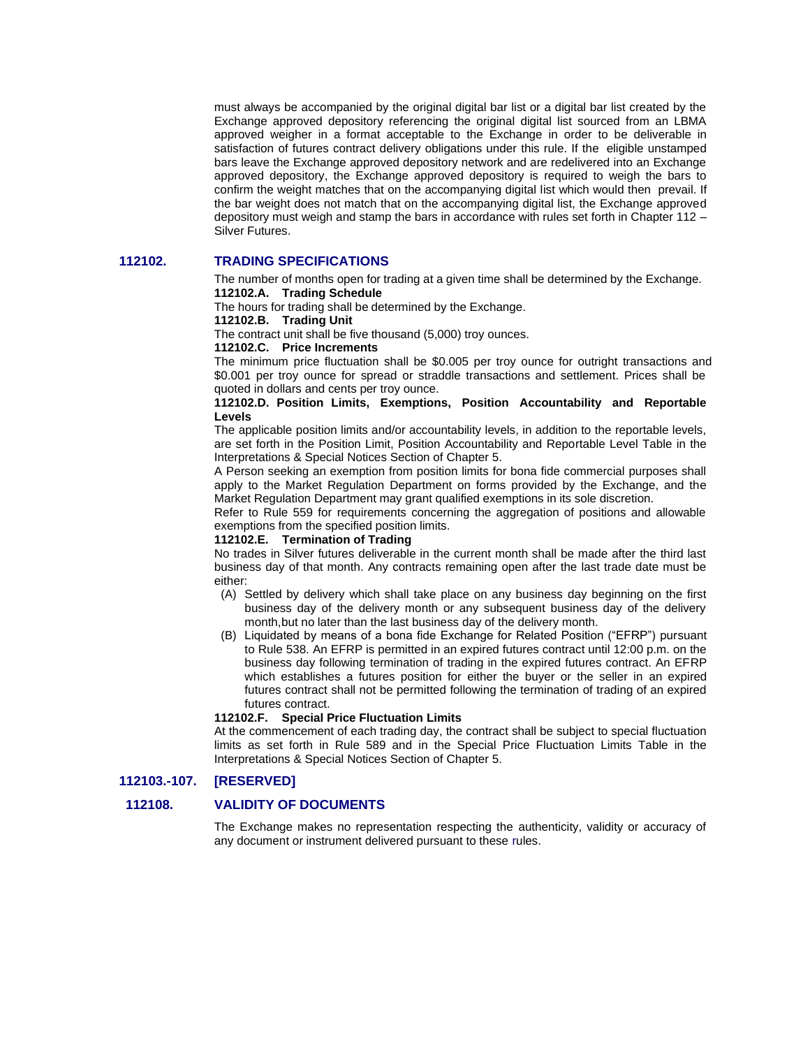must always be accompanied by the original digital bar list or a digital bar list created by the Exchange approved depository referencing the original digital list sourced from an LBMA approved weigher in a format acceptable to the Exchange in order to be deliverable in satisfaction of futures contract delivery obligations under this rule. If the eligible unstamped bars leave the Exchange approved depository network and are redelivered into an Exchange approved depository, the Exchange approved depository is required to weigh the bars to confirm the weight matches that on the accompanying digital list which would then prevail. If the bar weight does not match that on the accompanying digital list, the Exchange approved depository must weigh and stamp the bars in accordance with rules set forth in Chapter 112 – Silver Futures.

## 112102. TRADING SPECIFICATIONS

The number of months open for trading at a given time shall be determined by the Exchange.

**112102.A. Trading Schedule**

The hours for trading shall be determined by the Exchange.

**112102.B. Trading Unit**

The contract unit shall be five thousand (5,000) troy ounces.

**112102.C. Price Increments**

The minimum price fluctuation shall be $0.005 per troy ounce for outright transactions and $0.001 per troy ounce for spread or straddle transactions and settlement. Prices shall be quoted in dollars and cents per troy ounce.

**112102.D. Position Limits, Exemptions, Position Accountability and Reportable Levels**

The applicable position limits and/or accountability levels, in addition to the reportable levels, are set forth in the Position Limit, Position Accountability and Reportable Level Table in the Interpretations & Special Notices Section of Chapter 5.

A Person seeking an exemption from position limits for bona fide commercial purposes shall apply to the Market Regulation Department on forms provided by the Exchange, and the Market Regulation Department may grant qualified exemptions in its sole discretion.

Refer to Rule 559 for requirements concerning the aggregation of positions and allowable exemptions from the specified position limits.

**112102.E. Termination of Trading**

No trades in Silver futures deliverable in the current month shall be made after the third last business day of that month. Any contracts remaining open after the last trade date must be either:

(A) Settled by delivery which shall take place on any business day beginning on the first business day of the delivery month or any subsequent business day of the delivery month,but no later than the last business day of the delivery month.

(B) Liquidated by means of a bona fide Exchange for Related Position ("EFRP") pursuant to Rule 538. An EFRP is permitted in an expired futures contract until 12:00 p.m. on the business day following termination of trading in the expired futures contract. An EFRP which establishes a futures position for either the buyer or the seller in an expired futures contract shall not be permitted following the termination of trading of an expired futures contract.

**112102.F. Special Price Fluctuation Limits**

At the commencement of each trading day, the contract shall be subject to special fluctuation limits as set forth in Rule 589 and in the Special Price Fluctuation Limits Table in the Interpretations & Special Notices Section of Chapter 5.

## 112103.-107. [RESERVED]

## 112108. VALIDITY OF DOCUMENTS

The Exchange makes no representation respecting the authenticity, validity or accuracy of any document or instrument delivered pursuant to these rules.